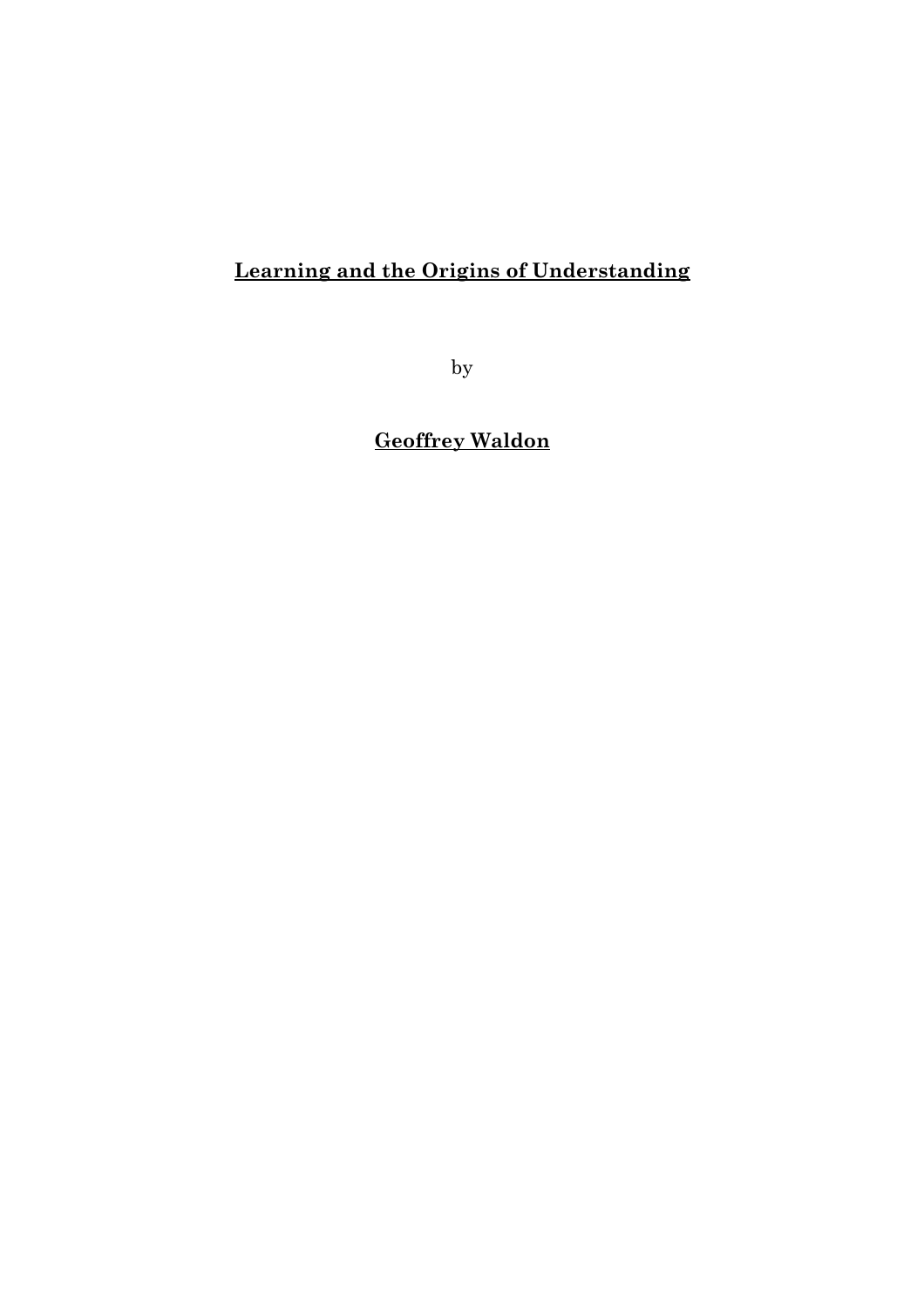# Learning and the Origins of Understanding

by

**Geoffrey Waldon**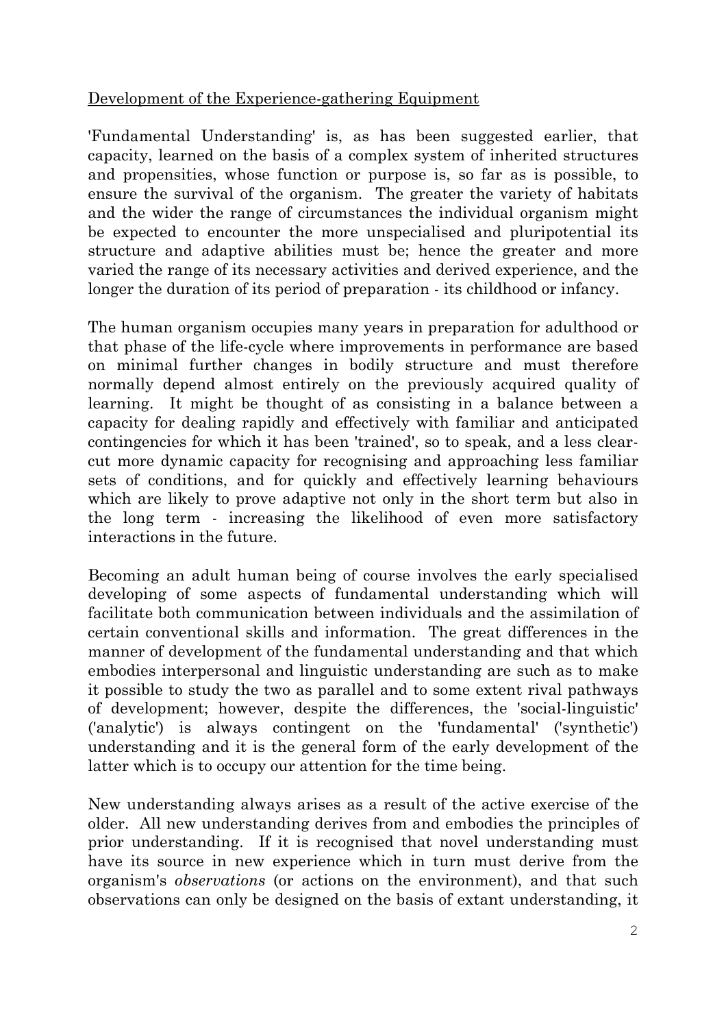<u>Development of the Experience-gathering Equipment</u>

'Fundamental Understanding' is, as has been suggested earlier, that capacity, learned on the basis of a complex system of inherited structures and propensities, whose function or purpose is, so far as is possible, to ensure the survival of the organism. The greater the variety of habitats and the wider the range of circumstances the individual organism might be expected to encounter the more unspecialised and pluripotential its structure and adaptive abilities must be; hence the greater and more varied the range of its necessary activities and derived experience, and the longer the duration of its period of preparation - its childhood or infancy.

The human organism occupies many years in preparation for adulthood or that phase of the life-cycle where improvements in performance are based on minimal further changes in bodily structure and must therefore normally depend almost entirely on the previously acquired quality of learning. It might be thought of as consisting in a balance between a capacity for dealing rapidly and effectively with familiar and anticipated contingencies for which it has been 'trained', so to speak, and a less clear-cut more dynamic capacity for recognising and approaching less familiar sets of conditions, and for quickly and effectively learning behaviours which are likely to prove adaptive not only in the short term but also in the long term - increasing the likelihood of even more satisfactory interactions in the future.

Becoming an adult human being of course involves the early specialised developing of some aspects of fundamental understanding which will facilitate both communication between individuals and the assimilation of certain conventional skills and information. The great differences in the manner of development of the fundamental understanding and that which embodies interpersonal and linguistic understanding are such as to make it possible to study the two as parallel and to some extent rival pathways of development; however, despite the differences, the 'social-linguistic' ('analytic') is always contingent on the 'fundamental' ('synthetic') understanding and it is the general form of the early development of the latter which is to occupy our attention for the time being.

New understanding always arises as a result of the active exercise of the older. All new understanding derives from and embodies the principles of prior understanding. If it is recognised that novel understanding must have its source in new experience which in turn must derive from the organism's *observations* (or actions on the environment), and that such observations can only be designed on the basis of extant understanding, it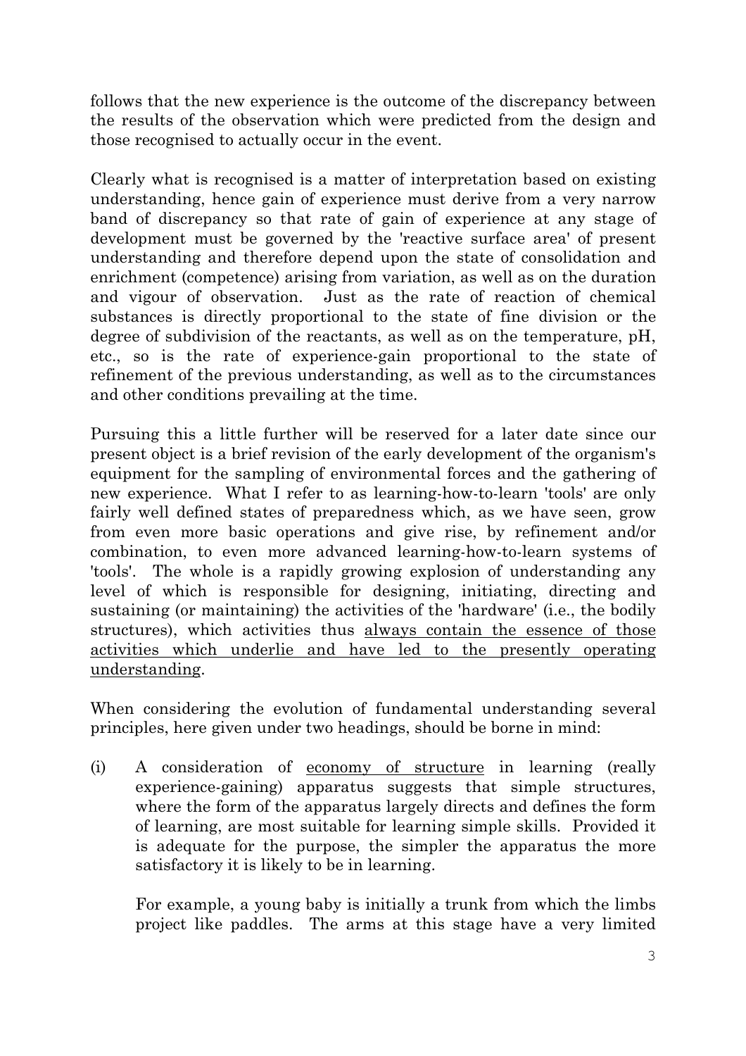follows that the new experience is the outcome of the discrepancy between the results of the observation which were predicted from the design and those recognised to actually occur in the event.

Clearly what is recognised is a matter of interpretation based on existing understanding, hence gain of experience must derive from a very narrow band of discrepancy so that rate of gain of experience at any stage of development must be governed by the 'reactive surface area' of present understanding and therefore depend upon the state of consolidation and enrichment (competence) arising from variation, as well as on the duration and vigour of observation. Just as the rate of reaction of chemical substances is directly proportional to the state of fine division or the degree of subdivision of the reactants, as well as on the temperature, pH, etc., so is the rate of experience-gain proportional to the state of refinement of the previous understanding, as well as to the circumstances and other conditions prevailing at the time.

Pursuing this a little further will be reserved for a later date since our present object is a brief revision of the early development of the organism's equipment for the sampling of environmental forces and the gathering of new experience. What I refer to as learning-how-to-learn 'tools' are only fairly well defined states of preparedness which, as we have seen, grow from even more basic operations and give rise, by refinement and/or combination, to even more advanced learning-how-to-learn systems of 'tools'. The whole is a rapidly growing explosion of understanding any level of which is responsible for designing, initiating, directing and sustaining (or maintaining) the activities of the 'hardware' (i.e., the bodily structures), which activities thus <u>always contain the essence of those activities which underlie and have led to the presently operating understanding</u>.

When considering the evolution of fundamental understanding several principles, here given under two headings, should be borne in mind:

(i) A consideration of <u>economy of structure</u> in learning (really experience-gaining) apparatus suggests that simple structures, where the form of the apparatus largely directs and defines the form of learning, are most suitable for learning simple skills. Provided it is adequate for the purpose, the simpler the apparatus the more satisfactory it is likely to be in learning.

    For example, a young baby is initially a trunk from which the limbs project like paddles. The arms at this stage have a very limited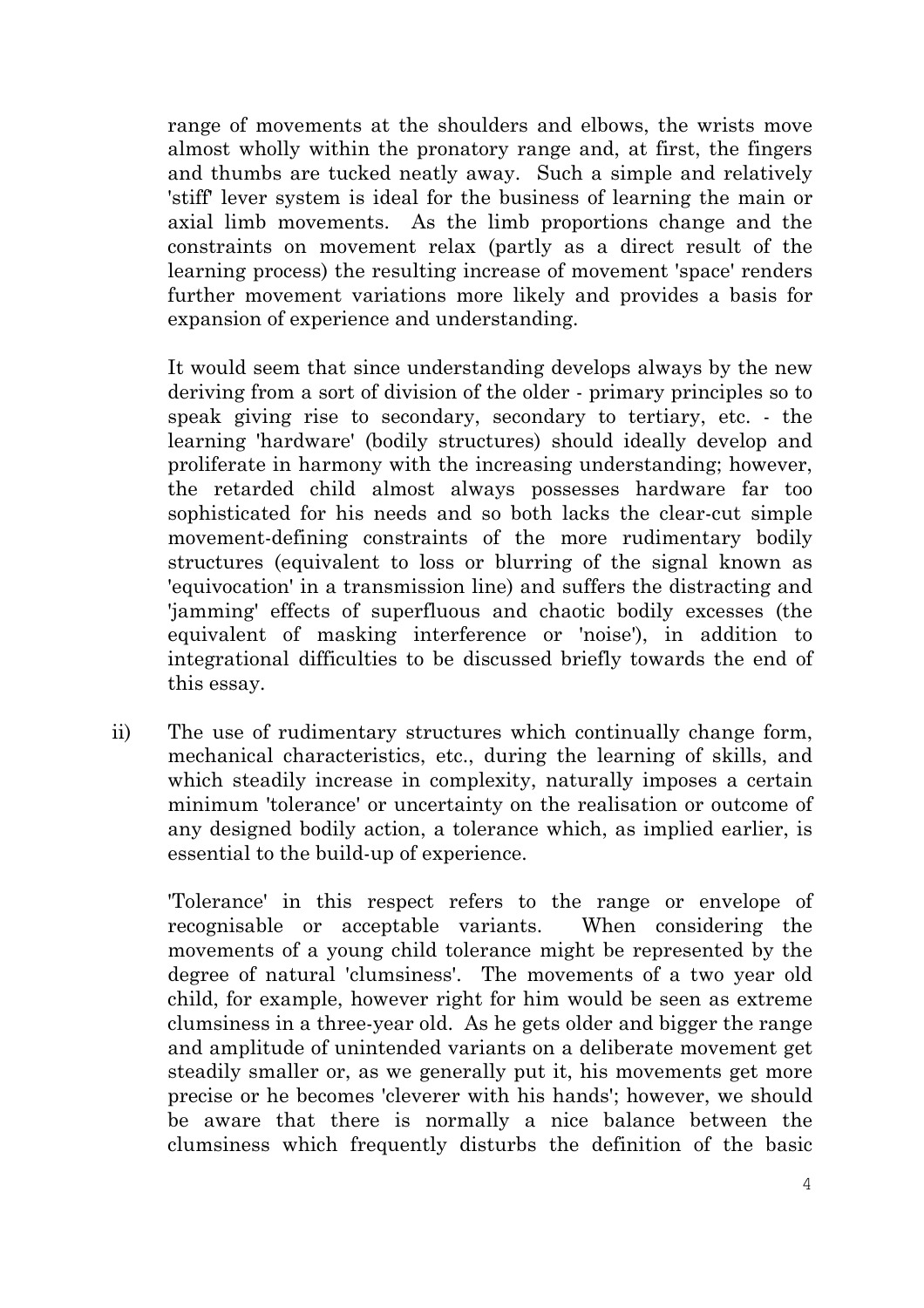range of movements at the shoulders and elbows, the wrists move almost wholly within the pronatory range and, at first, the fingers and thumbs are tucked neatly away. Such a simple and relatively 'stiff' lever system is ideal for the business of learning the main or axial limb movements. As the limb proportions change and the constraints on movement relax (partly as a direct result of the learning process) the resulting increase of movement 'space' renders further movement variations more likely and provides a basis for expansion of experience and understanding.

It would seem that since understanding develops always by the new deriving from a sort of division of the older - primary principles so to speak giving rise to secondary, secondary to tertiary, etc. - the learning 'hardware' (bodily structures) should ideally develop and proliferate in harmony with the increasing understanding; however, the retarded child almost always possesses hardware far too sophisticated for his needs and so both lacks the clear-cut simple movement-defining constraints of the more rudimentary bodily structures (equivalent to loss or blurring of the signal known as 'equivocation' in a transmission line) and suffers the distracting and 'jamming' effects of superfluous and chaotic bodily excesses (the equivalent of masking interference or 'noise'), in addition to integrational difficulties to be discussed briefly towards the end of this essay.

ii) The use of rudimentary structures which continually change form, mechanical characteristics, etc., during the learning of skills, and which steadily increase in complexity, naturally imposes a certain minimum 'tolerance' or uncertainty on the realisation or outcome of any designed bodily action, a tolerance which, as implied earlier, is essential to the build-up of experience.

'Tolerance' in this respect refers to the range or envelope of recognisable or acceptable variants. When considering the movements of a young child tolerance might be represented by the degree of natural 'clumsiness'. The movements of a two year old child, for example, however right for him would be seen as extreme clumsiness in a three-year old. As he gets older and bigger the range and amplitude of unintended variants on a deliberate movement get steadily smaller or, as we generally put it, his movements get more precise or he becomes 'cleverer with his hands'; however, we should be aware that there is normally a nice balance between the clumsiness which frequently disturbs the definition of the basic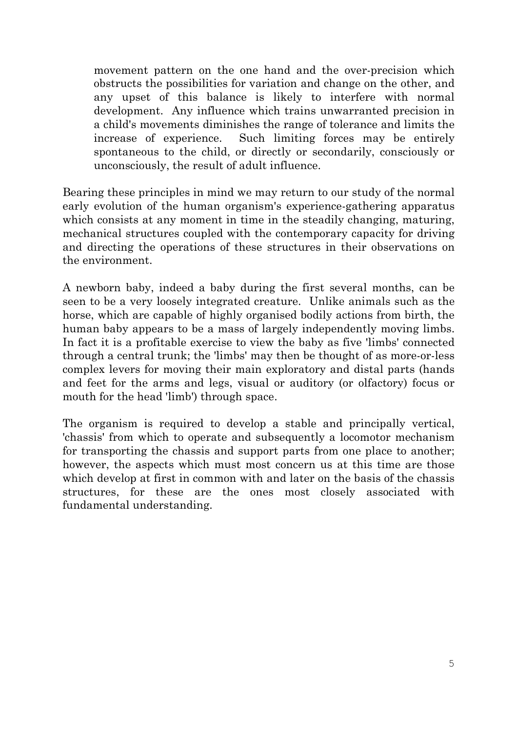> movement pattern on the one hand and the over-precision which obstructs the possibilities for variation and change on the other, and any upset of this balance is likely to interfere with normal development. Any influence which trains unwarranted precision in a child's movements diminishes the range of tolerance and limits the increase of experience. Such limiting forces may be entirely spontaneous to the child, or directly or secondarily, consciously or unconsciously, the result of adult influence.

Bearing these principles in mind we may return to our study of the normal early evolution of the human organism's experience-gathering apparatus which consists at any moment in time in the steadily changing, maturing, mechanical structures coupled with the contemporary capacity for driving and directing the operations of these structures in their observations on the environment.

A newborn baby, indeed a baby during the first several months, can be seen to be a very loosely integrated creature. Unlike animals such as the horse, which are capable of highly organised bodily actions from birth, the human baby appears to be a mass of largely independently moving limbs. In fact it is a profitable exercise to view the baby as five 'limbs' connected through a central trunk; the 'limbs' may then be thought of as more-or-less complex levers for moving their main exploratory and distal parts (hands and feet for the arms and legs, visual or auditory (or olfactory) focus or mouth for the head 'limb') through space.

The organism is required to develop a stable and principally vertical, 'chassis' from which to operate and subsequently a locomotor mechanism for transporting the chassis and support parts from one place to another; however, the aspects which must most concern us at this time are those which develop at first in common with and later on the basis of the chassis structures, for these are the ones most closely associated with fundamental understanding.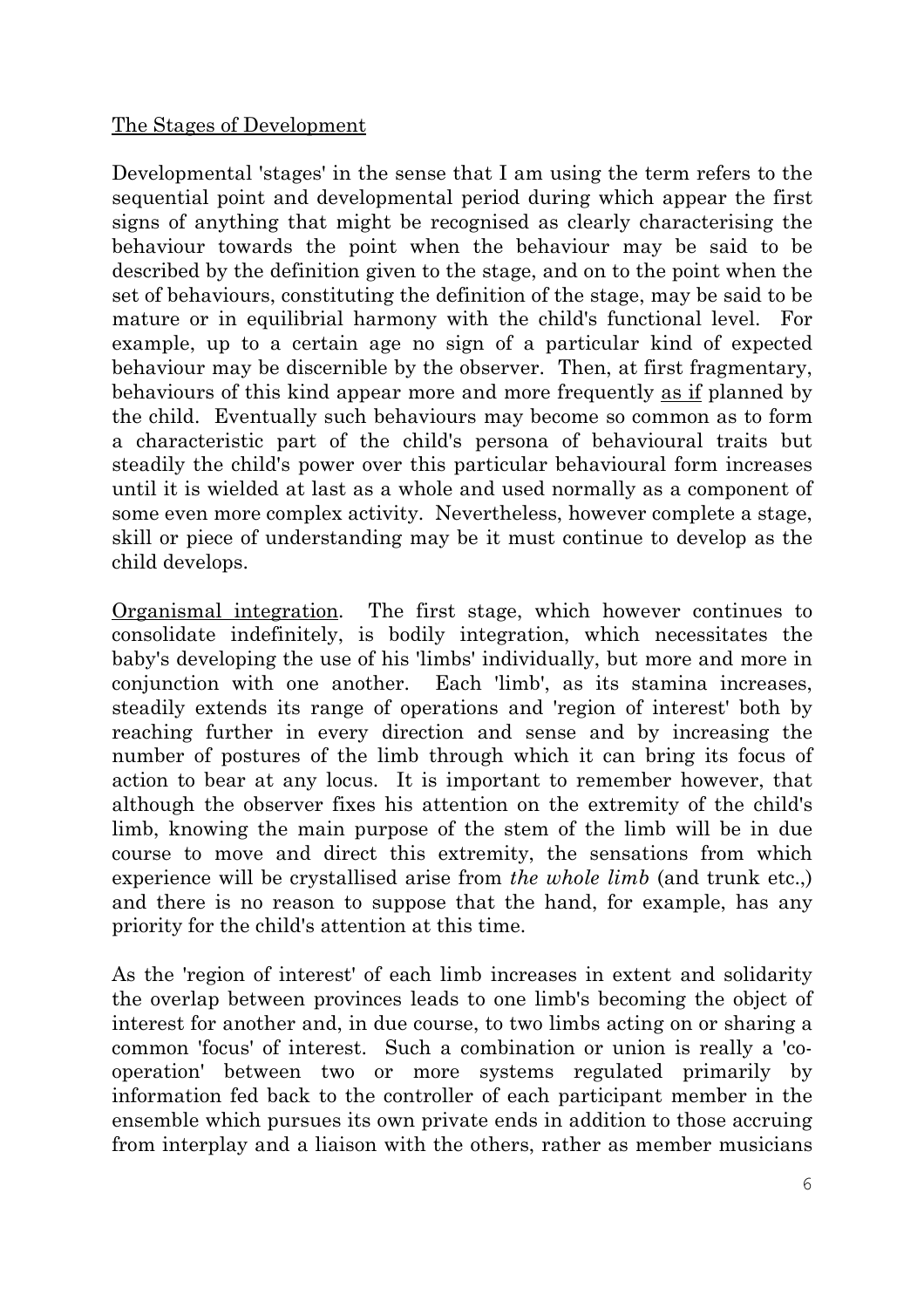## The Stages of Development

Developmental 'stages' in the sense that I am using the term refers to the sequential point and developmental period during which appear the first signs of anything that might be recognised as clearly characterising the behaviour towards the point when the behaviour may be said to be described by the definition given to the stage, and on to the point when the set of behaviours, constituting the definition of the stage, may be said to be mature or in equilibrial harmony with the child's functional level. For example, up to a certain age no sign of a particular kind of expected behaviour may be discernible by the observer. Then, at first fragmentary, behaviours of this kind appear more and more frequently as if planned by the child. Eventually such behaviours may become so common as to form a characteristic part of the child's persona of behavioural traits but steadily the child's power over this particular behavioural form increases until it is wielded at last as a whole and used normally as a component of some even more complex activity. Nevertheless, however complete a stage, skill or piece of understanding may be it must continue to develop as the child develops.

Organismal integration. The first stage, which however continues to consolidate indefinitely, is bodily integration, which necessitates the baby's developing the use of his 'limbs' individually, but more and more in conjunction with one another. Each 'limb', as its stamina increases, steadily extends its range of operations and 'region of interest' both by reaching further in every direction and sense and by increasing the number of postures of the limb through which it can bring its focus of action to bear at any locus. It is important to remember however, that although the observer fixes his attention on the extremity of the child's limb, knowing the main purpose of the stem of the limb will be in due course to move and direct this extremity, the sensations from which experience will be crystallised arise from *the whole limb* (and trunk etc.,) and there is no reason to suppose that the hand, for example, has any priority for the child's attention at this time.

As the 'region of interest' of each limb increases in extent and solidarity the overlap between provinces leads to one limb's becoming the object of interest for another and, in due course, to two limbs acting on or sharing a common 'focus' of interest. Such a combination or union is really a 'co-operation' between two or more systems regulated primarily by information fed back to the controller of each participant member in the ensemble which pursues its own private ends in addition to those accruing from interplay and a liaison with the others, rather as member musicians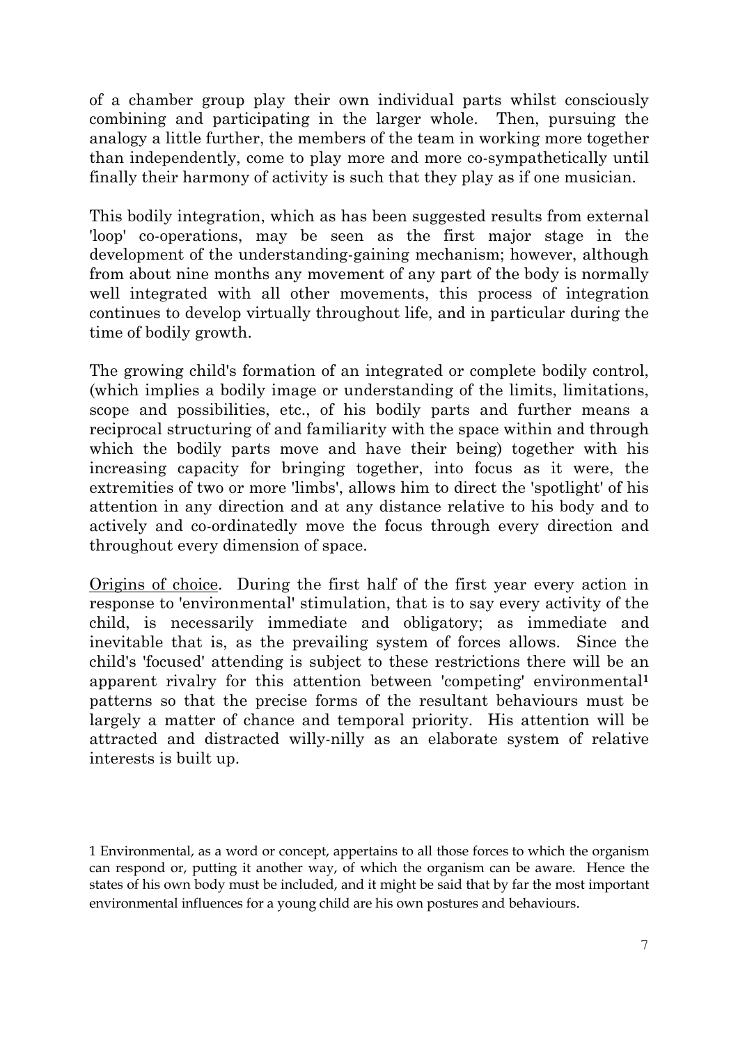of a chamber group play their own individual parts whilst consciously combining and participating in the larger whole. Then, pursuing the analogy a little further, the members of the team in working more together than independently, come to play more and more co-sympathetically until finally their harmony of activity is such that they play as if one musician.

This bodily integration, which as has been suggested results from external 'loop' co-operations, may be seen as the first major stage in the development of the understanding-gaining mechanism; however, although from about nine months any movement of any part of the body is normally well integrated with all other movements, this process of integration continues to develop virtually throughout life, and in particular during the time of bodily growth.

The growing child's formation of an integrated or complete bodily control, (which implies a bodily image or understanding of the limits, limitations, scope and possibilities, etc., of his bodily parts and further means a reciprocal structuring of and familiarity with the space within and through which the bodily parts move and have their being) together with his increasing capacity for bringing together, into focus as it were, the extremities of two or more 'limbs', allows him to direct the 'spotlight' of his attention in any direction and at any distance relative to his body and to actively and co-ordinatedly move the focus through every direction and throughout every dimension of space.

<u>Origins of choice</u>. During the first half of the first year every action in response to 'environmental' stimulation, that is to say every activity of the child, is necessarily immediate and obligatory; as immediate and inevitable that is, as the prevailing system of forces allows. Since the child's 'focused' attending is subject to these restrictions there will be an apparent rivalry for this attention between 'competing' environmental[1] patterns so that the precise forms of the resultant behaviours must be largely a matter of chance and temporal priority. His attention will be attracted and distracted willy-nilly as an elaborate system of relative interests is built up.

1 Environmental, as a word or concept, appertains to all those forces to which the organism can respond or, putting it another way, of which the organism can be aware. Hence the states of his own body must be included, and it might be said that by far the most important environmental influences for a young child are his own postures and behaviours.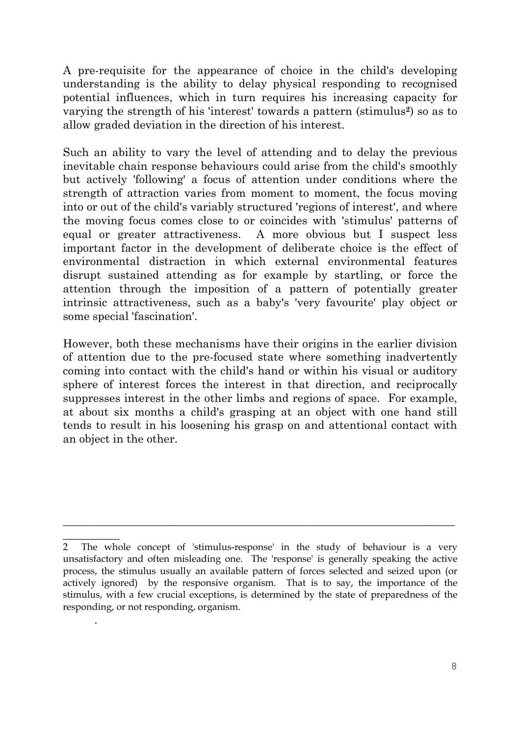A pre-requisite for the appearance of choice in the child's developing understanding is the ability to delay physical responding to recognised potential influences, which in turn requires his increasing capacity for varying the strength of his 'interest' towards a pattern (stimulus[2]) so as to allow graded deviation in the direction of his interest.

Such an ability to vary the level of attending and to delay the previous inevitable chain response behaviours could arise from the child's smoothly but actively 'following' a focus of attention under conditions where the strength of attraction varies from moment to moment, the focus moving into or out of the child's variably structured 'regions of interest', and where the moving focus comes close to or coincides with 'stimulus' patterns of equal or greater attractiveness. A more obvious but I suspect less important factor in the development of deliberate choice is the effect of environmental distraction in which external environmental features disrupt sustained attending as for example by startling, or force the attention through the imposition of a pattern of potentially greater intrinsic attractiveness, such as a baby's 'very favourite' play object or some special 'fascination'.

However, both these mechanisms have their origins in the earlier division of attention due to the pre-focused state where something inadvertently coming into contact with the child's hand or within his visual or auditory sphere of interest forces the interest in that direction, and reciprocally suppresses interest in the other limbs and regions of space. For example, at about six months a child's grasping at an object with one hand still tends to result in his loosening his grasp on and attentional contact with an object in the other.

---

2 The whole concept of 'stimulus-response' in the study of behaviour is a very unsatisfactory and often misleading one. The 'response' is generally speaking the active process, the stimulus usually an available pattern of forces selected and seized upon (or actively ignored) by the responsive organism. That is to say, the importance of the stimulus, with a few crucial exceptions, is determined by the state of preparedness of the responding, or not responding, organism.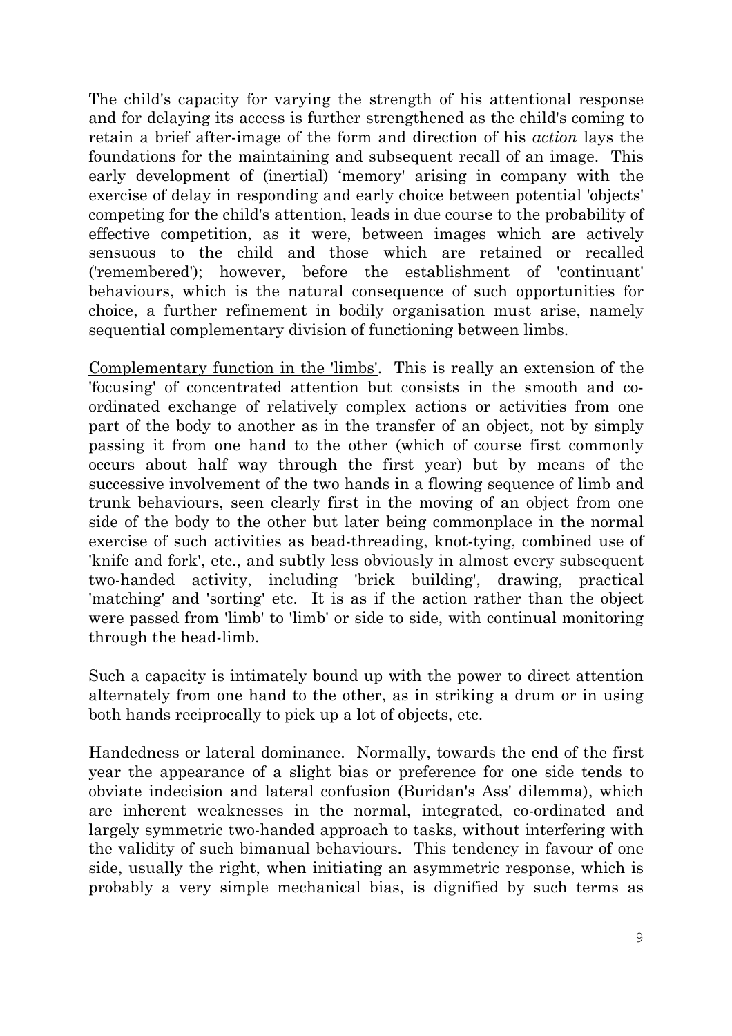The child's capacity for varying the strength of his attentional response and for delaying its access is further strengthened as the child's coming to retain a brief after-image of the form and direction of his *action* lays the foundations for the maintaining and subsequent recall of an image. This early development of (inertial) 'memory' arising in company with the exercise of delay in responding and early choice between potential 'objects' competing for the child's attention, leads in due course to the probability of effective competition, as it were, between images which are actively sensuous to the child and those which are retained or recalled ('remembered'); however, before the establishment of 'continuant' behaviours, which is the natural consequence of such opportunities for choice, a further refinement in bodily organisation must arise, namely sequential complementary division of functioning between limbs.

<u>Complementary function in the 'limbs'</u>. This is really an extension of the 'focusing' of concentrated attention but consists in the smooth and co-ordinated exchange of relatively complex actions or activities from one part of the body to another as in the transfer of an object, not by simply passing it from one hand to the other (which of course first commonly occurs about half way through the first year) but by means of the successive involvement of the two hands in a flowing sequence of limb and trunk behaviours, seen clearly first in the moving of an object from one side of the body to the other but later being commonplace in the normal exercise of such activities as bead-threading, knot-tying, combined use of 'knife and fork', etc., and subtly less obviously in almost every subsequent two-handed activity, including 'brick building', drawing, practical 'matching' and 'sorting' etc. It is as if the action rather than the object were passed from 'limb' to 'limb' or side to side, with continual monitoring through the head-limb.

Such a capacity is intimately bound up with the power to direct attention alternately from one hand to the other, as in striking a drum or in using both hands reciprocally to pick up a lot of objects, etc.

<u>Handedness or lateral dominance</u>. Normally, towards the end of the first year the appearance of a slight bias or preference for one side tends to obviate indecision and lateral confusion (Buridan's Ass' dilemma), which are inherent weaknesses in the normal, integrated, co-ordinated and largely symmetric two-handed approach to tasks, without interfering with the validity of such bimanual behaviours. This tendency in favour of one side, usually the right, when initiating an asymmetric response, which is probably a very simple mechanical bias, is dignified by such terms as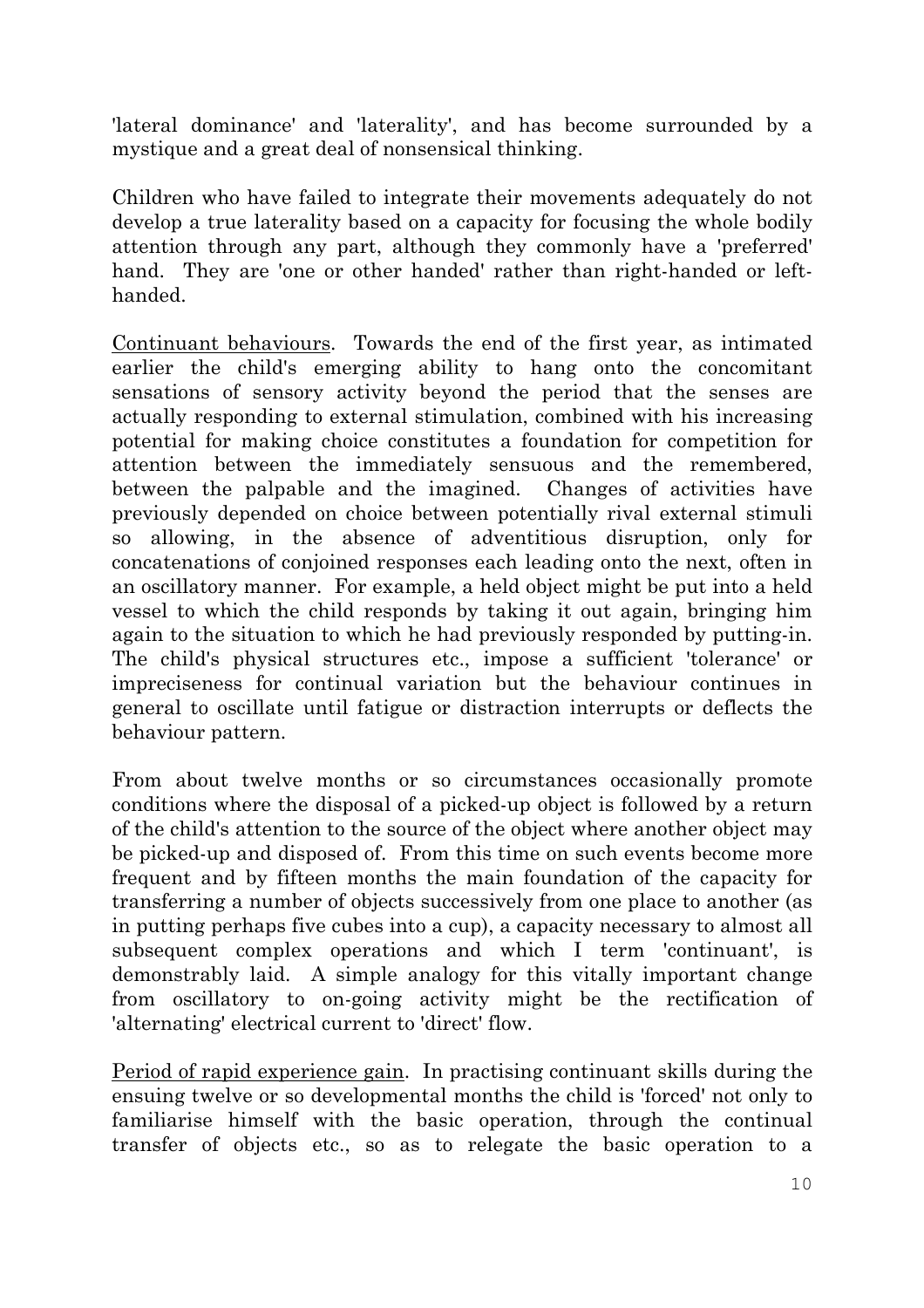'lateral dominance' and 'laterality', and has become surrounded by a mystique and a great deal of nonsensical thinking.

Children who have failed to integrate their movements adequately do not develop a true laterality based on a capacity for focusing the whole bodily attention through any part, although they commonly have a 'preferred' hand. They are 'one or other handed' rather than right-handed or left-handed.

<u>Continuant behaviours</u>. Towards the end of the first year, as intimated earlier the child's emerging ability to hang onto the concomitant sensations of sensory activity beyond the period that the senses are actually responding to external stimulation, combined with his increasing potential for making choice constitutes a foundation for competition for attention between the immediately sensuous and the remembered, between the palpable and the imagined. Changes of activities have previously depended on choice between potentially rival external stimuli so allowing, in the absence of adventitious disruption, only for concatenations of conjoined responses each leading onto the next, often in an oscillatory manner. For example, a held object might be put into a held vessel to which the child responds by taking it out again, bringing him again to the situation to which he had previously responded by putting-in. The child's physical structures etc., impose a sufficient 'tolerance' or impreciseness for continual variation but the behaviour continues in general to oscillate until fatigue or distraction interrupts or deflects the behaviour pattern.

From about twelve months or so circumstances occasionally promote conditions where the disposal of a picked-up object is followed by a return of the child's attention to the source of the object where another object may be picked-up and disposed of. From this time on such events become more frequent and by fifteen months the main foundation of the capacity for transferring a number of objects successively from one place to another (as in putting perhaps five cubes into a cup), a capacity necessary to almost all subsequent complex operations and which I term 'continuant', is demonstrably laid. A simple analogy for this vitally important change from oscillatory to on-going activity might be the rectification of 'alternating' electrical current to 'direct' flow.

<u>Period of rapid experience gain</u>. In practising continuant skills during the ensuing twelve or so developmental months the child is 'forced' not only to familiarise himself with the basic operation, through the continual transfer of objects etc., so as to relegate the basic operation to a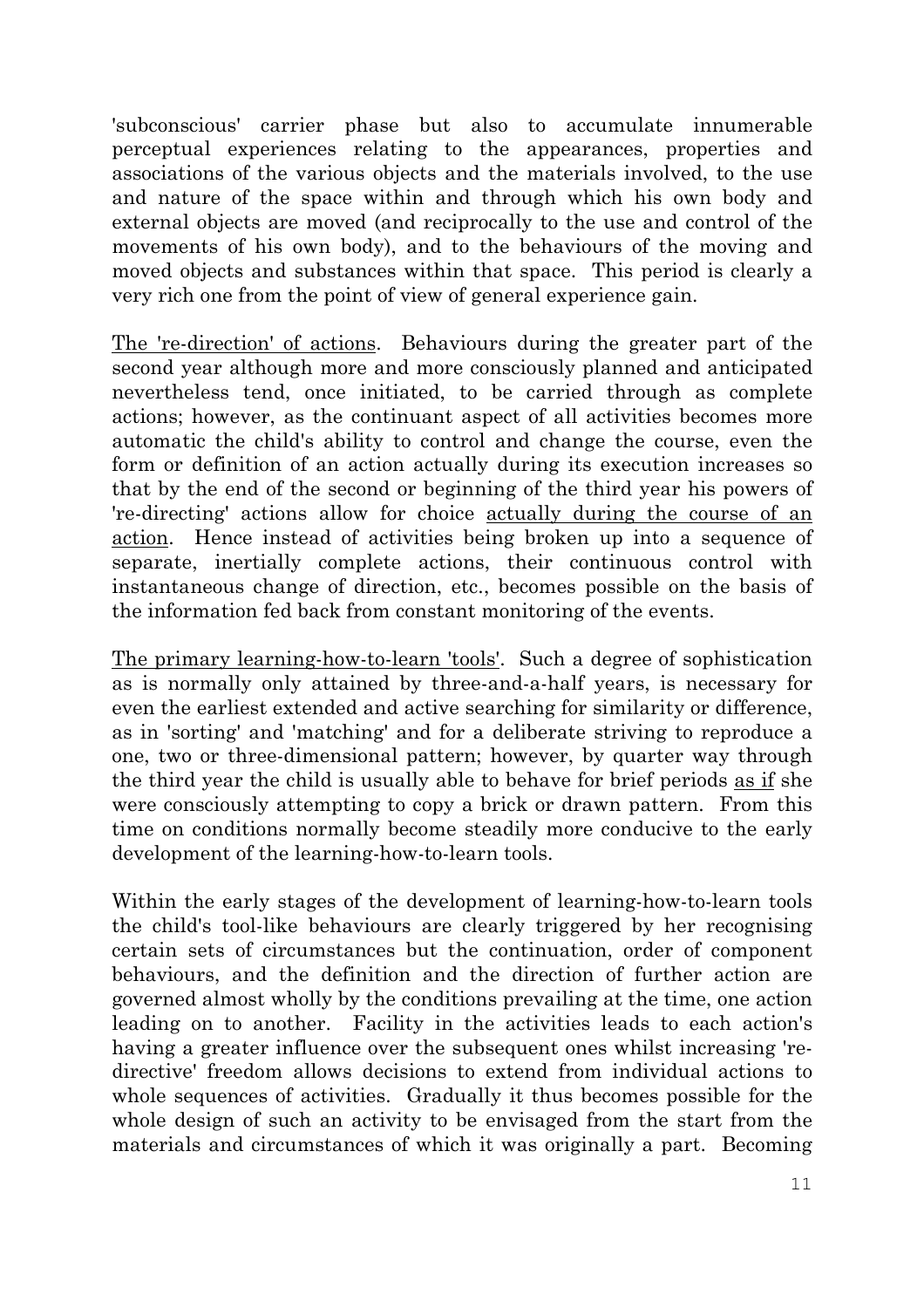'subconscious' carrier phase but also to accumulate innumerable perceptual experiences relating to the appearances, properties and associations of the various objects and the materials involved, to the use and nature of the space within and through which his own body and external objects are moved (and reciprocally to the use and control of the movements of his own body), and to the behaviours of the moving and moved objects and substances within that space. This period is clearly a very rich one from the point of view of general experience gain.

<u>The 're-direction' of actions</u>. Behaviours during the greater part of the second year although more and more consciously planned and anticipated nevertheless tend, once initiated, to be carried through as complete actions; however, as the continuant aspect of all activities becomes more automatic the child's ability to control and change the course, even the form or definition of an action actually during its execution increases so that by the end of the second or beginning of the third year his powers of 're-directing' actions allow for choice <u>actually during the course of an action</u>. Hence instead of activities being broken up into a sequence of separate, inertially complete actions, their continuous control with instantaneous change of direction, etc., becomes possible on the basis of the information fed back from constant monitoring of the events.

<u>The primary learning-how-to-learn 'tools'</u>. Such a degree of sophistication as is normally only attained by three-and-a-half years, is necessary for even the earliest extended and active searching for similarity or difference, as in 'sorting' and 'matching' and for a deliberate striving to reproduce a one, two or three-dimensional pattern; however, by quarter way through the third year the child is usually able to behave for brief periods <u>as if</u> she were consciously attempting to copy a brick or drawn pattern. From this time on conditions normally become steadily more conducive to the early development of the learning-how-to-learn tools.

Within the early stages of the development of learning-how-to-learn tools the child's tool-like behaviours are clearly triggered by her recognising certain sets of circumstances but the continuation, order of component behaviours, and the definition and the direction of further action are governed almost wholly by the conditions prevailing at the time, one action leading on to another. Facility in the activities leads to each action's having a greater influence over the subsequent ones whilst increasing 're-directive' freedom allows decisions to extend from individual actions to whole sequences of activities. Gradually it thus becomes possible for the whole design of such an activity to be envisaged from the start from the materials and circumstances of which it was originally a part. Becoming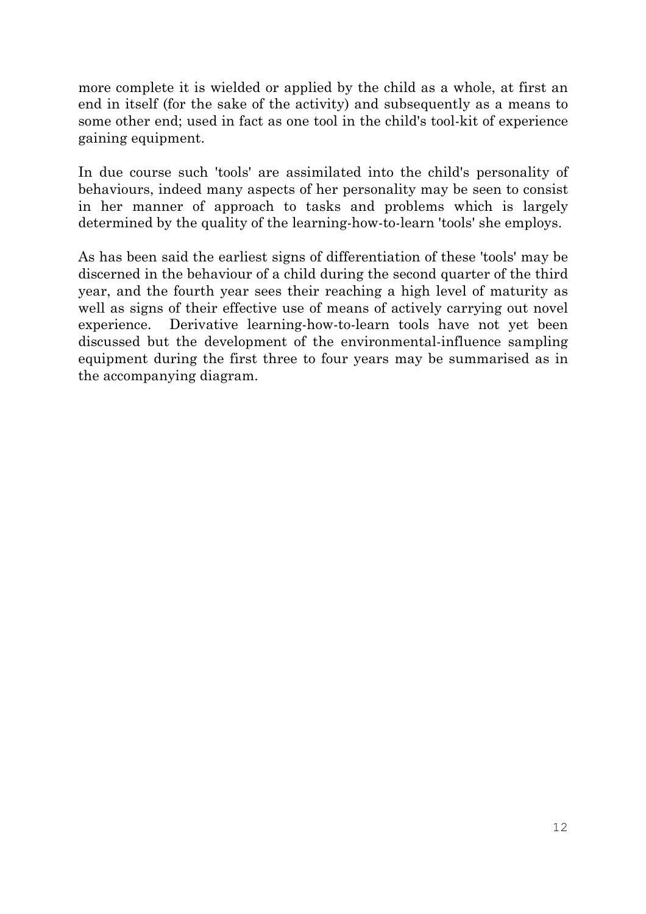more complete it is wielded or applied by the child as a whole, at first an end in itself (for the sake of the activity) and subsequently as a means to some other end; used in fact as one tool in the child's tool-kit of experience gaining equipment.

In due course such 'tools' are assimilated into the child's personality of behaviours, indeed many aspects of her personality may be seen to consist in her manner of approach to tasks and problems which is largely determined by the quality of the learning-how-to-learn 'tools' she employs.

As has been said the earliest signs of differentiation of these 'tools' may be discerned in the behaviour of a child during the second quarter of the third year, and the fourth year sees their reaching a high level of maturity as well as signs of their effective use of means of actively carrying out novel experience. Derivative learning-how-to-learn tools have not yet been discussed but the development of the environmental-influence sampling equipment during the first three to four years may be summarised as in the accompanying diagram.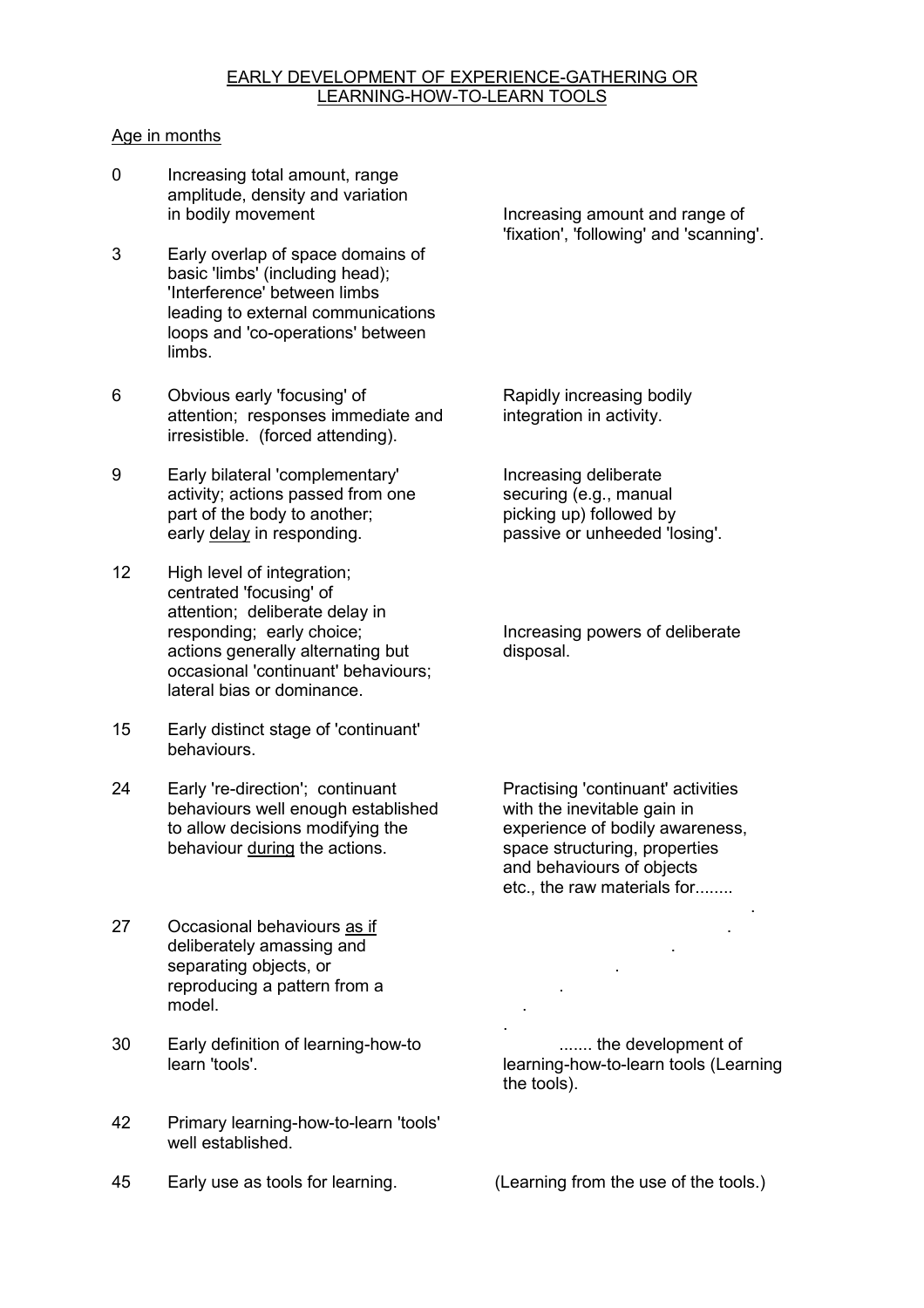# EARLY DEVELOPMENT OF EXPERIENCE-GATHERING OR LEARNING-HOW-TO-LEARN TOOLS

Age in months

| Age | | |
|---|---|---|
| 0 | Increasing total amount, range amplitude, density and variation in bodily movement | Increasing amount and range of 'fixation', 'following' and 'scanning'. |
| 3 | Early overlap of space domains of basic 'limbs' (including head); 'Interference' between limbs leading to external communications loops and 'co-operations' between limbs. | |
| 6 | Obvious early 'focusing' of attention; responses immediate and irresistible. (forced attending). | Rapidly increasing bodily integration in activity. |
| 9 | Early bilateral 'complementary' activity; actions passed from one part of the body to another; early <u>delay</u> in responding. | Increasing deliberate securing (e.g., manual picking up) followed by passive or unheeded 'losing'. |
| 12 | High level of integration; centrated 'focusing' of attention; deliberate delay in responding; early choice; actions generally alternating but occasional 'continuant' behaviours; lateral bias or dominance. | Increasing powers of deliberate disposal. |
| 15 | Early distinct stage of 'continuant' behaviours. | |
| 24 | Early 're-direction'; continuant behaviours well enough established to allow decisions modifying the behaviour <u>during</u> the actions. | Practising 'continuant' activities with the inevitable gain in experience of bodily awareness, space structuring, properties and behaviours of objects etc., the raw materials for........ |
| 27 | Occasional behaviours <u>as if</u> deliberately amassing and separating objects, or reproducing a pattern from a model. | . . . . . . |
| 30 | Early definition of learning-how-to learn 'tools'. | ....... the development of learning-how-to-learn tools (Learning the tools). |
| 42 | Primary learning-how-to-learn 'tools' well established. | |
| 45 | Early use as tools for learning. | (Learning from the use of the tools.) |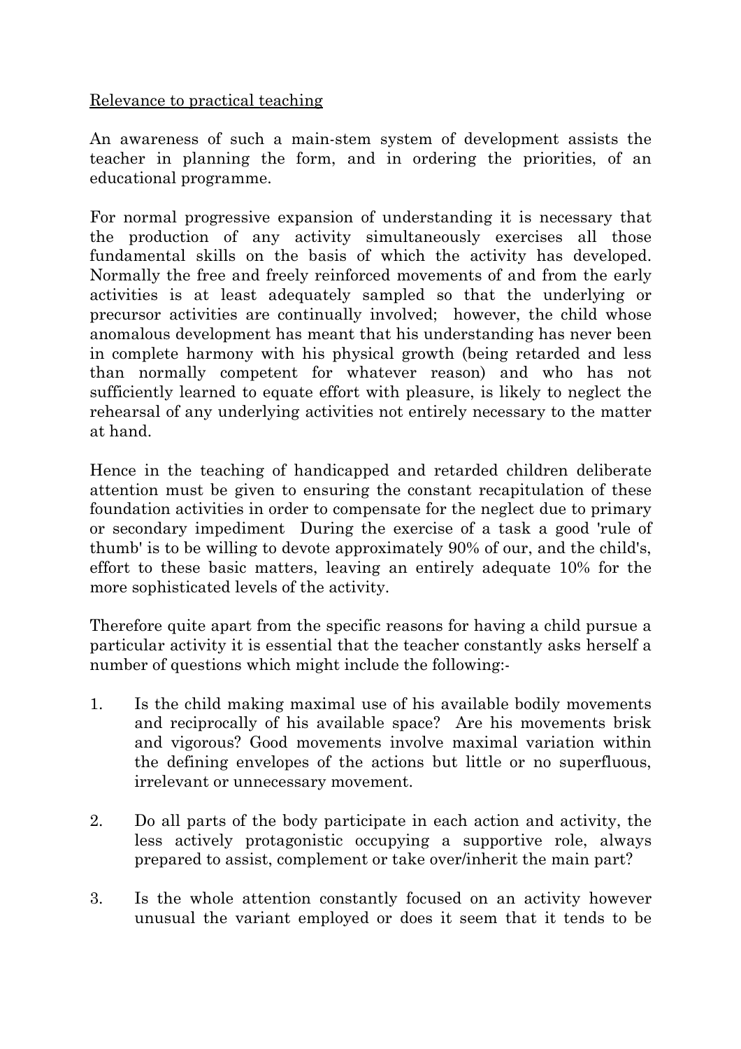Relevance to practical teaching

An awareness of such a main-stem system of development assists the teacher in planning the form, and in ordering the priorities, of an educational programme.

For normal progressive expansion of understanding it is necessary that the production of any activity simultaneously exercises all those fundamental skills on the basis of which the activity has developed. Normally the free and freely reinforced movements of and from the early activities is at least adequately sampled so that the underlying or precursor activities are continually involved; however, the child whose anomalous development has meant that his understanding has never been in complete harmony with his physical growth (being retarded and less than normally competent for whatever reason) and who has not sufficiently learned to equate effort with pleasure, is likely to neglect the rehearsal of any underlying activities not entirely necessary to the matter at hand.

Hence in the teaching of handicapped and retarded children deliberate attention must be given to ensuring the constant recapitulation of these foundation activities in order to compensate for the neglect due to primary or secondary impediment During the exercise of a task a good 'rule of thumb' is to be willing to devote approximately 90% of our, and the child's, effort to these basic matters, leaving an entirely adequate 10% for the more sophisticated levels of the activity.

Therefore quite apart from the specific reasons for having a child pursue a particular activity it is essential that the teacher constantly asks herself a number of questions which might include the following:-

1. Is the child making maximal use of his available bodily movements and reciprocally of his available space? Are his movements brisk and vigorous? Good movements involve maximal variation within the defining envelopes of the actions but little or no superfluous, irrelevant or unnecessary movement.

2. Do all parts of the body participate in each action and activity, the less actively protagonistic occupying a supportive role, always prepared to assist, complement or take over/inherit the main part?

3. Is the whole attention constantly focused on an activity however unusual the variant employed or does it seem that it tends to be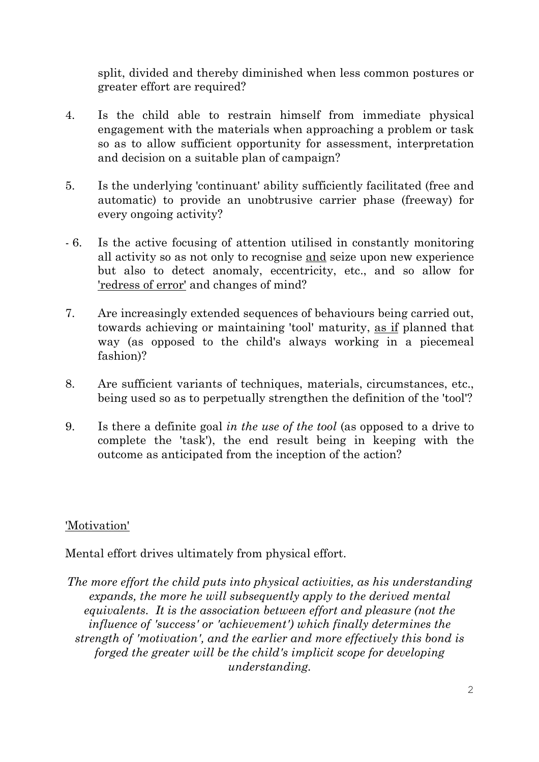split, divided and thereby diminished when less common postures or greater effort are required?

4. Is the child able to restrain himself from immediate physical engagement with the materials when approaching a problem or task so as to allow sufficient opportunity for assessment, interpretation and decision on a suitable plan of campaign?

5. Is the underlying 'continuant' ability sufficiently facilitated (free and automatic) to provide an unobtrusive carrier phase (freeway) for every ongoing activity?

- 6. Is the active focusing of attention utilised in constantly monitoring all activity so as not only to recognise <u>and</u> seize upon new experience but also to detect anomaly, eccentricity, etc., and so allow for <u>'redress of error'</u> and changes of mind?

7. Are increasingly extended sequences of behaviours being carried out, towards achieving or maintaining 'tool' maturity, <u>as if</u> planned that way (as opposed to the child's always working in a piecemeal fashion)?

8. Are sufficient variants of techniques, materials, circumstances, etc., being used so as to perpetually strengthen the definition of the 'tool'?

9. Is there a definite goal *in the use of the tool* (as opposed to a drive to complete the 'task'), the end result being in keeping with the outcome as anticipated from the inception of the action?

<u>'Motivation'</u>

Mental effort drives ultimately from physical effort.

*The more effort the child puts into physical activities, as his understanding expands, the more he will subsequently apply to the derived mental equivalents. It is the association between effort and pleasure (not the influence of 'success' or 'achievement') which finally determines the strength of 'motivation', and the earlier and more effectively this bond is forged the greater will be the child's implicit scope for developing understanding.*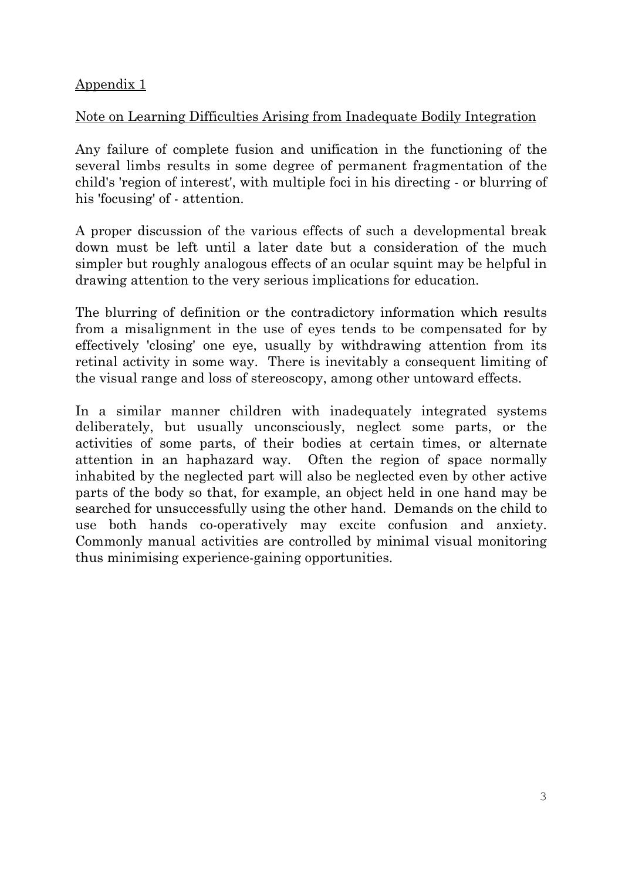## Appendix 1

### Note on Learning Difficulties Arising from Inadequate Bodily Integration

Any failure of complete fusion and unification in the functioning of the several limbs results in some degree of permanent fragmentation of the child's 'region of interest', with multiple foci in his directing - or blurring of his 'focusing' of - attention.

A proper discussion of the various effects of such a developmental break down must be left until a later date but a consideration of the much simpler but roughly analogous effects of an ocular squint may be helpful in drawing attention to the very serious implications for education.

The blurring of definition or the contradictory information which results from a misalignment in the use of eyes tends to be compensated for by effectively 'closing' one eye, usually by withdrawing attention from its retinal activity in some way. There is inevitably a consequent limiting of the visual range and loss of stereoscopy, among other untoward effects.

In a similar manner children with inadequately integrated systems deliberately, but usually unconsciously, neglect some parts, or the activities of some parts, of their bodies at certain times, or alternate attention in an haphazard way. Often the region of space normally inhabited by the neglected part will also be neglected even by other active parts of the body so that, for example, an object held in one hand may be searched for unsuccessfully using the other hand. Demands on the child to use both hands co-operatively may excite confusion and anxiety. Commonly manual activities are controlled by minimal visual monitoring thus minimising experience-gaining opportunities.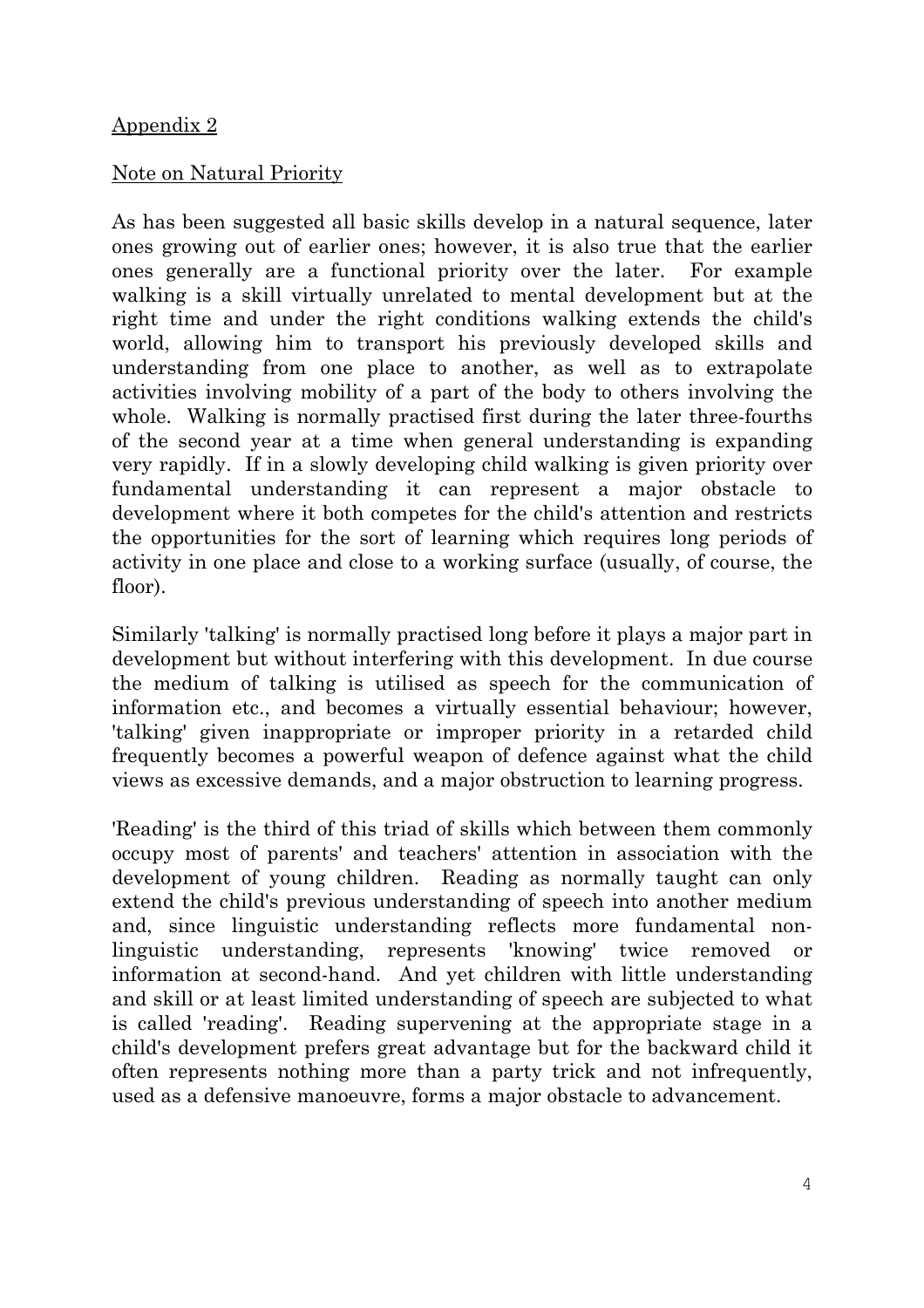Appendix 2

Note on Natural Priority

As has been suggested all basic skills develop in a natural sequence, later ones growing out of earlier ones; however, it is also true that the earlier ones generally are a functional priority over the later. For example walking is a skill virtually unrelated to mental development but at the right time and under the right conditions walking extends the child's world, allowing him to transport his previously developed skills and understanding from one place to another, as well as to extrapolate activities involving mobility of a part of the body to others involving the whole. Walking is normally practised first during the later three-fourths of the second year at a time when general understanding is expanding very rapidly. If in a slowly developing child walking is given priority over fundamental understanding it can represent a major obstacle to development where it both competes for the child's attention and restricts the opportunities for the sort of learning which requires long periods of activity in one place and close to a working surface (usually, of course, the floor).

Similarly 'talking' is normally practised long before it plays a major part in development but without interfering with this development. In due course the medium of talking is utilised as speech for the communication of information etc., and becomes a virtually essential behaviour; however, 'talking' given inappropriate or improper priority in a retarded child frequently becomes a powerful weapon of defence against what the child views as excessive demands, and a major obstruction to learning progress.

'Reading' is the third of this triad of skills which between them commonly occupy most of parents' and teachers' attention in association with the development of young children. Reading as normally taught can only extend the child's previous understanding of speech into another medium and, since linguistic understanding reflects more fundamental non-linguistic understanding, represents 'knowing' twice removed or information at second-hand. And yet children with little understanding and skill or at least limited understanding of speech are subjected to what is called 'reading'. Reading supervening at the appropriate stage in a child's development prefers great advantage but for the backward child it often represents nothing more than a party trick and not infrequently, used as a defensive manoeuvre, forms a major obstacle to advancement.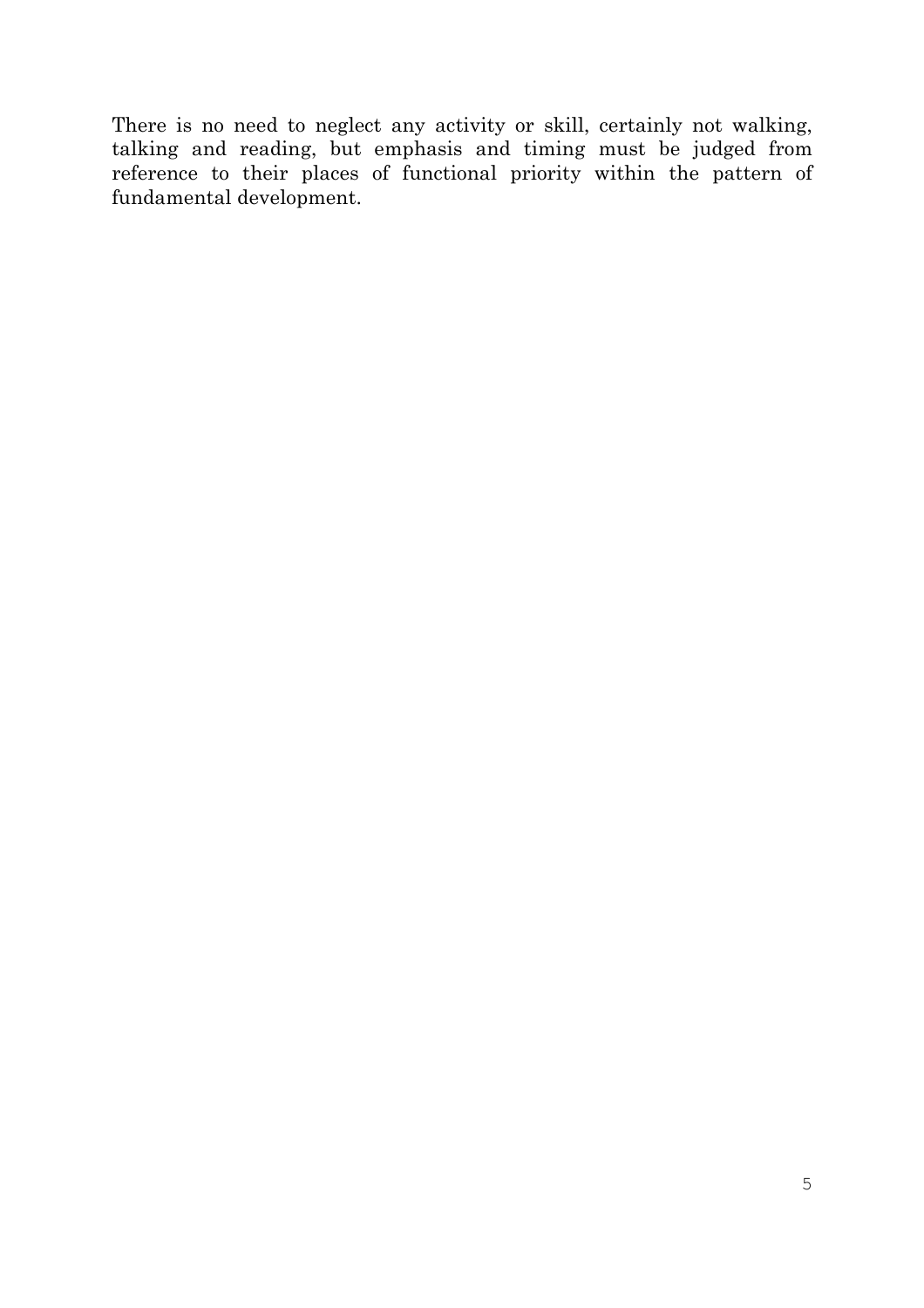There is no need to neglect any activity or skill, certainly not walking, talking and reading, but emphasis and timing must be judged from reference to their places of functional priority within the pattern of fundamental development.